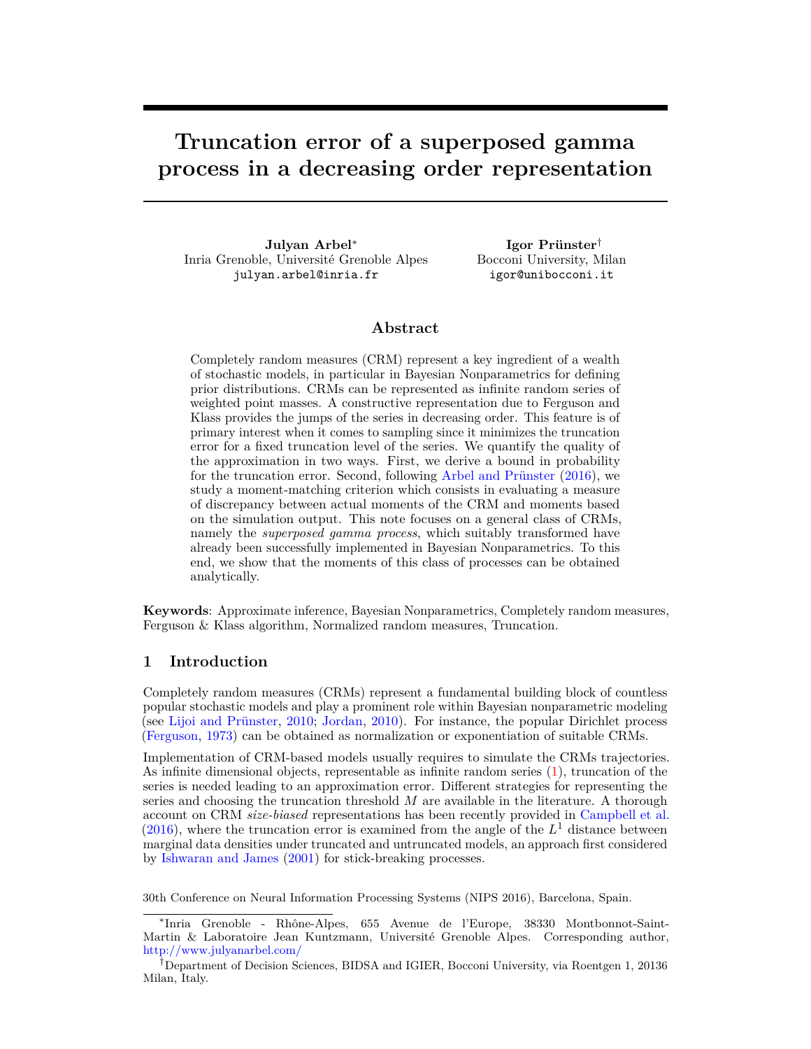# Truncation error of a superposed gamma process in a decreasing order representation

**Julyan Arbel***
Inria Grenoble, Université Grenoble Alpes
julyan.arbel@inria.fr

**Igor Prünster**†
Bocconi University, Milan
igor@unibocconi.it

## Abstract

Completely random measures (CRM) represent a key ingredient of a wealth of stochastic models, in particular in Bayesian Nonparametrics for defining prior distributions. CRMs can be represented as infinite random series of weighted point masses. A constructive representation due to Ferguson and Klass provides the jumps of the series in decreasing order. This feature is of primary interest when it comes to sampling since it minimizes the truncation error for a fixed truncation level of the series. We quantify the quality of the approximation in two ways. First, we derive a bound in probability for the truncation error. Second, following Arbel and Prünster (2016), we study a moment-matching criterion which consists in evaluating a measure of discrepancy between actual moments of the CRM and moments based on the simulation output. This note focuses on a general class of CRMs, namely the *superposed gamma process*, which suitably transformed have already been successfully implemented in Bayesian Nonparametrics. To this end, we show that the moments of this class of processes can be obtained analytically.

**Keywords**: Approximate inference, Bayesian Nonparametrics, Completely random measures, Ferguson & Klass algorithm, Normalized random measures, Truncation.

## 1 Introduction

Completely random measures (CRMs) represent a fundamental building block of countless popular stochastic models and play a prominent role within Bayesian nonparametric modeling (see Lijoi and Prünster, 2010; Jordan, 2010). For instance, the popular Dirichlet process (Ferguson, 1973) can be obtained as normalization or exponentiation of suitable CRMs.

Implementation of CRM-based models usually requires to simulate the CRMs trajectories. As infinite dimensional objects, representable as infinite random series (1), truncation of the series is needed leading to an approximation error. Different strategies for representing the series and choosing the truncation threshold $M$ are available in the literature. A thorough account on CRM *size-biased* representations has been recently provided in Campbell et al. (2016), where the truncation error is examined from the angle of the $L^1$ distance between marginal data densities under truncated and untruncated models, an approach first considered by Ishwaran and James (2001) for stick-breaking processes.

30th Conference on Neural Information Processing Systems (NIPS 2016), Barcelona, Spain.

*Inria Grenoble - Rhône-Alpes, 655 Avenue de l'Europe, 38330 Montbonnot-Saint-Martin & Laboratoire Jean Kuntzmann, Université Grenoble Alpes. Corresponding author, http://www.julyanarbel.com/

†Department of Decision Sciences, BIDSA and IGIER, Bocconi University, via Roentgen 1, 20136 Milan, Italy.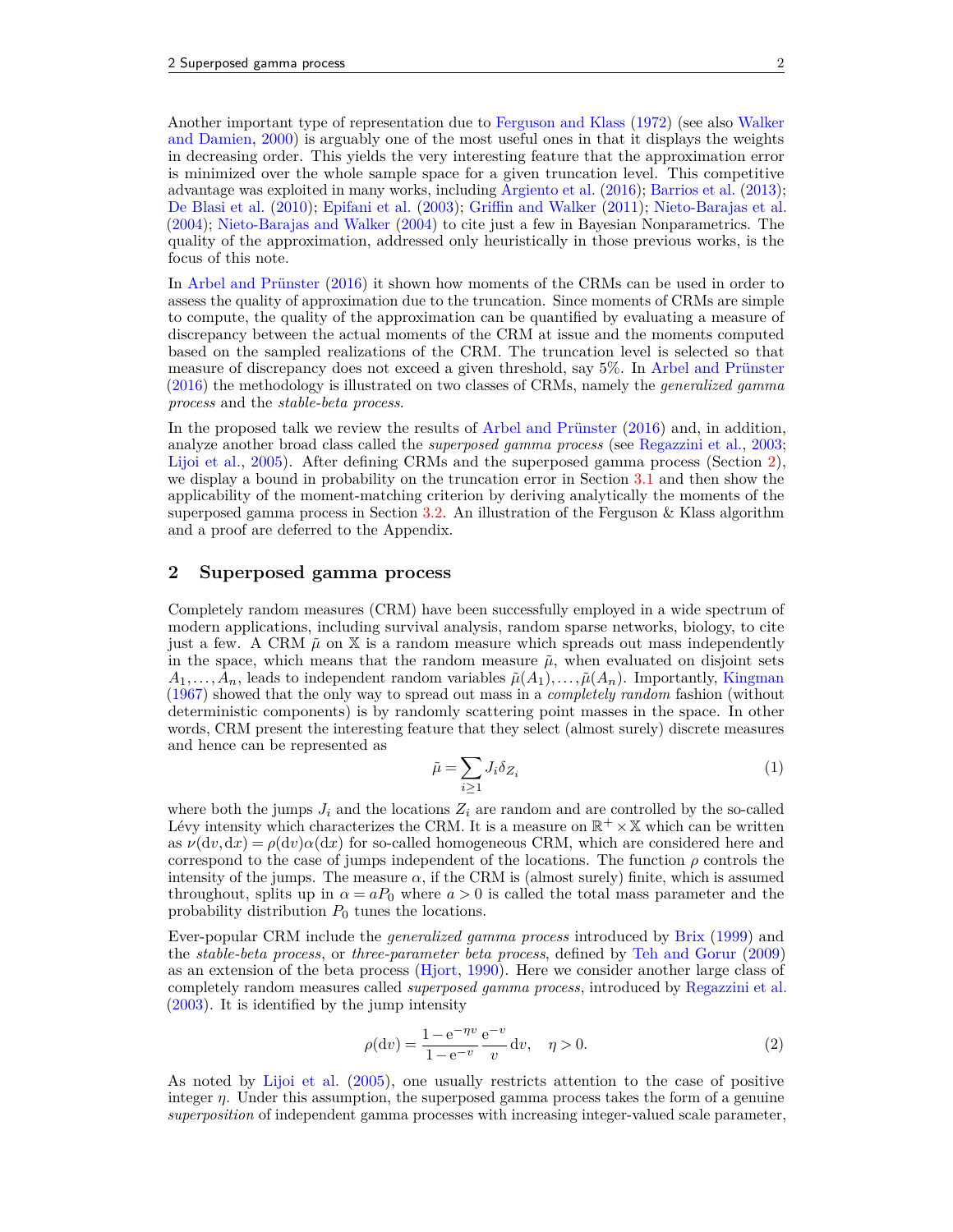Another important type of representation due to Ferguson and Klass (1972) (see also Walker and Damien, 2000) is arguably one of the most useful ones in that it displays the weights in decreasing order. This yields the very interesting feature that the approximation error is minimized over the whole sample space for a given truncation level. This competitive advantage was exploited in many works, including Argiento et al. (2016); Barrios et al. (2013); De Blasi et al. (2010); Epifani et al. (2003); Griffin and Walker (2011); Nieto-Barajas et al. (2004); Nieto-Barajas and Walker (2004) to cite just a few in Bayesian Nonparametrics. The quality of the approximation, addressed only heuristically in those previous works, is the focus of this note.

In Arbel and Prünster (2016) it shown how moments of the CRMs can be used in order to assess the quality of approximation due to the truncation. Since moments of CRMs are simple to compute, the quality of the approximation can be quantified by evaluating a measure of discrepancy between the actual moments of the CRM at issue and the moments computed based on the sampled realizations of the CRM. The truncation level is selected so that measure of discrepancy does not exceed a given threshold, say 5%. In Arbel and Prünster (2016) the methodology is illustrated on two classes of CRMs, namely the *generalized gamma process* and the *stable-beta process*.

In the proposed talk we review the results of Arbel and Prünster (2016) and, in addition, analyze another broad class called the *superposed gamma process* (see Regazzini et al., 2003; Lijoi et al., 2005). After defining CRMs and the superposed gamma process (Section 2), we display a bound in probability on the truncation error in Section 3.1 and then show the applicability of the moment-matching criterion by deriving analytically the moments of the superposed gamma process in Section 3.2. An illustration of the Ferguson & Klass algorithm and a proof are deferred to the Appendix.

## 2 Superposed gamma process

Completely random measures (CRM) have been successfully employed in a wide spectrum of modern applications, including survival analysis, random sparse networks, biology, to cite just a few. A CRM $\tilde{\mu}$ on $\mathbb{X}$ is a random measure which spreads out mass independently in the space, which means that the random measure $\tilde{\mu}$, when evaluated on disjoint sets $A_1, \ldots, A_n$, leads to independent random variables $\tilde{\mu}(A_1), \ldots, \tilde{\mu}(A_n)$. Importantly, Kingman (1967) showed that the only way to spread out mass in a *completely random* fashion (without deterministic components) is by randomly scattering point masses in the space. In other words, CRM present the interesting feature that they select (almost surely) discrete measures and hence can be represented as

$$\tilde{\mu} = \sum_{i \geq 1} J_i \delta_{Z_i} \tag{1}$$

where both the jumps $J_i$ and the locations $Z_i$ are random and are controlled by the so-called Lévy intensity which characterizes the CRM. It is a measure on $\mathbb{R}^+ \times \mathbb{X}$ which can be written as $\nu(\mathrm{d}v, \mathrm{d}x) = \rho(\mathrm{d}v)\alpha(\mathrm{d}x)$ for so-called homogeneous CRM, which are considered here and correspond to the case of jumps independent of the locations. The function $\rho$ controls the intensity of the jumps. The measure $\alpha$, if the CRM is (almost surely) finite, which is assumed throughout, splits up in $\alpha = aP_0$ where $a > 0$ is called the total mass parameter and the probability distribution $P_0$ tunes the locations.

Ever-popular CRM include the *generalized gamma process* introduced by Brix (1999) and the *stable-beta process*, or *three-parameter beta process*, defined by Teh and Gorur (2009) as an extension of the beta process (Hjort, 1990). Here we consider another large class of completely random measures called *superposed gamma process*, introduced by Regazzini et al. (2003). It is identified by the jump intensity

$$\rho(\mathrm{d}v) = \frac{1 - \mathrm{e}^{-\eta v}}{1 - \mathrm{e}^{-v}} \frac{\mathrm{e}^{-v}}{v} \, \mathrm{d}v, \quad \eta > 0. \tag{2}$$

As noted by Lijoi et al. (2005), one usually restricts attention to the case of positive integer $\eta$. Under this assumption, the superposed gamma process takes the form of a genuine *superposition* of independent gamma processes with increasing integer-valued scale parameter,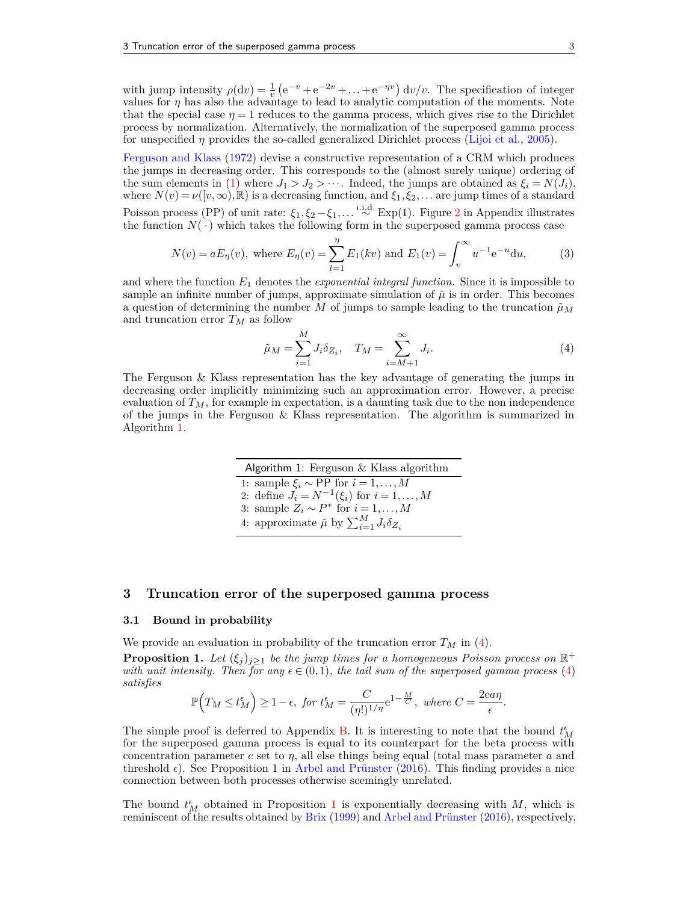with jump intensity $\rho(\mathrm{d}v) = \frac{1}{v}\left(\mathrm{e}^{-v} + \mathrm{e}^{-2v} + \ldots + \mathrm{e}^{-\eta v}\right)\mathrm{d}v/v$. The specification of integer values for $\eta$ has also the advantage to lead to analytic computation of the moments. Note that the special case $\eta = 1$ reduces to the gamma process, which gives rise to the Dirichlet process by normalization. Alternatively, the normalization of the superposed gamma process for unspecified $\eta$ provides the so-called generalized Dirichlet process (Lijoi et al., 2005).

Ferguson and Klass (1972) devise a constructive representation of a CRM which produces the jumps in decreasing order. This corresponds to the (almost surely unique) ordering of the sum elements in (1) where $J_1 > J_2 > \cdots$. Indeed, the jumps are obtained as $\xi_i = N(J_i)$, where $N(v) = \nu([v,\infty), \mathbb{R})$ is a decreasing function, and $\xi_1, \xi_2, \ldots$ are jump times of a standard Poisson process (PP) of unit rate: $\xi_1, \xi_2 - \xi_1, \ldots \overset{\text{i.i.d.}}{\sim} \text{Exp}(1)$. Figure 2 in Appendix illustrates the function $N(\,\cdot\,)$ which takes the following form in the superposed gamma process case

$$N(v) = aE_\eta(v), \text{ where } E_\eta(v) = \sum_{l=1}^{\eta} E_1(kv) \text{ and } E_1(v) = \int_v^\infty u^{-1}\mathrm{e}^{-u}\mathrm{d}u, \tag{3}$$

and where the function $E_1$ denotes the *exponential integral function*. Since it is impossible to sample an infinite number of jumps, approximate simulation of $\tilde{\mu}$ is in order. This becomes a question of determining the number $M$ of jumps to sample leading to the truncation $\tilde{\mu}_M$ and truncation error $T_M$ as follow

$$\tilde{\mu}_M = \sum_{i=1}^{M} J_i \delta_{Z_i}, \quad T_M = \sum_{i=M+1}^{\infty} J_i. \tag{4}$$

The Ferguson & Klass representation has the key advantage of generating the jumps in decreasing order implicitly minimizing such an approximation error. However, a precise evaluation of $T_M$, for example in expectation, is a daunting task due to the non independence of the jumps in the Ferguson & Klass representation. The algorithm is summarized in Algorithm 1.

| Algorithm 1: Ferguson & Klass algorithm |
|---|
| 1: sample $\xi_i \sim \text{PP}$ for $i = 1, \ldots, M$ |
| 2: define $J_i = N^{-1}(\xi_i)$ for $i = 1, \ldots, M$ |
| 3: sample $Z_i \sim P^*$ for $i = 1, \ldots, M$ |
| 4: approximate $\tilde{\mu}$ by $\sum_{i=1}^{M} J_i \delta_{Z_i}$ |

# 3 Truncation error of the superposed gamma process

## 3.1 Bound in probability

We provide an evaluation in probability of the truncation error $T_M$ in (4).

**Proposition 1.** *Let $(\xi_j)_{j\geq 1}$ be the jump times for a homogeneous Poisson process on $\mathbb{R}^+$ with unit intensity. Then for any $\epsilon \in (0,1)$, the tail sum of the superposed gamma process (4) satisfies*

$$\mathbb{P}\Big(T_M \leq t_M^\epsilon\Big) \geq 1 - \epsilon, \text{ for } t_M^\epsilon = \frac{C}{(\eta!)^{1/\eta}}\mathrm{e}^{1-\frac{M}{C}}, \text{ where } C = \frac{2\mathrm{e}a\eta}{\epsilon}.$$

The simple proof is deferred to Appendix B. It is interesting to note that the bound $t_M^\epsilon$ for the superposed gamma process is equal to its counterpart for the beta process with concentration parameter $c$ set to $\eta$, all else things being equal (total mass parameter $a$ and threshold $\epsilon$). See Proposition 1 in Arbel and Prünster (2016). This finding provides a nice connection between both processes otherwise seemingly unrelated.

The bound $t_M^\epsilon$ obtained in Proposition 1 is exponentially decreasing with $M$, which is reminiscent of the results obtained by Brix (1999) and Arbel and Prünster (2016), respectively,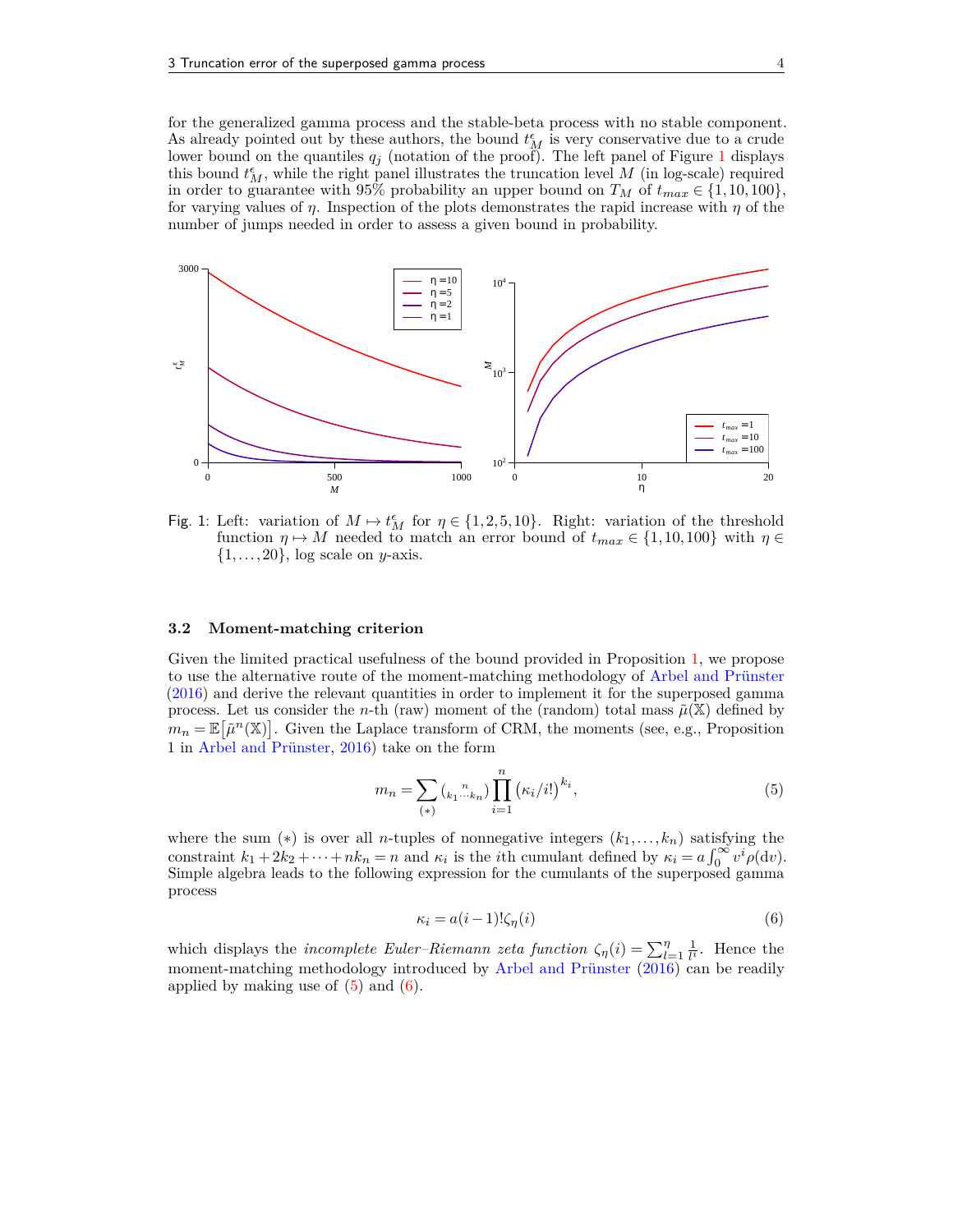for the generalized gamma process and the stable-beta process with no stable component. As already pointed out by these authors, the bound $t_M^\epsilon$ is very conservative due to a crude lower bound on the quantiles $q_j$ (notation of the proof). The left panel of Figure 1 displays this bound $t_M^\epsilon$, while the right panel illustrates the truncation level $M$ (in log-scale) required in order to guarantee with 95% probability an upper bound on $T_M$ of $t_{max} \in \{1, 10, 100\}$, for varying values of $\eta$. Inspection of the plots demonstrates the rapid increase with $\eta$ of the number of jumps needed in order to assess a given bound in probability.

Fig. 1: Left: variation of $M \mapsto t_M^\epsilon$ for $\eta \in \{1, 2, 5, 10\}$. Right: variation of the threshold function $\eta \mapsto M$ needed to match an error bound of $t_{max} \in \{1, 10, 100\}$ with $\eta \in \{1, \ldots, 20\}$, log scale on $y$-axis.

### 3.2 Moment-matching criterion

Given the limited practical usefulness of the bound provided in Proposition 1, we propose to use the alternative route of the moment-matching methodology of Arbel and Prünster (2016) and derive the relevant quantities in order to implement it for the superposed gamma process. Let us consider the $n$-th (raw) moment of the (random) total mass $\tilde{\mu}(\mathbb{X})$ defined by $m_n = \mathbb{E}\left[\tilde{\mu}^n(\mathbb{X})\right]$. Given the Laplace transform of CRM, the moments (see, e.g., Proposition 1 in Arbel and Prünster, 2016) take on the form

$$m_n = \sum_{(*)} \binom{n}{k_1 \cdots k_n} \prod_{i=1}^{n} \left(\kappa_i / i!\right)^{k_i}, \tag{5}$$

where the sum $(*)$ is over all $n$-tuples of nonnegative integers $(k_1, \ldots, k_n)$ satisfying the constraint $k_1 + 2k_2 + \cdots + nk_n = n$ and $\kappa_i$ is the $i$th cumulant defined by $\kappa_i = a \int_0^\infty v^i \rho(\mathrm{d}v)$. Simple algebra leads to the following expression for the cumulants of the superposed gamma process

$$\kappa_i = a(i-1)!\zeta_\eta(i) \tag{6}$$

which displays the *incomplete Euler–Riemann zeta function* $\zeta_\eta(i) = \sum_{l=1}^{\eta} \frac{1}{l^i}$. Hence the moment-matching methodology introduced by Arbel and Prünster (2016) can be readily applied by making use of (5) and (6).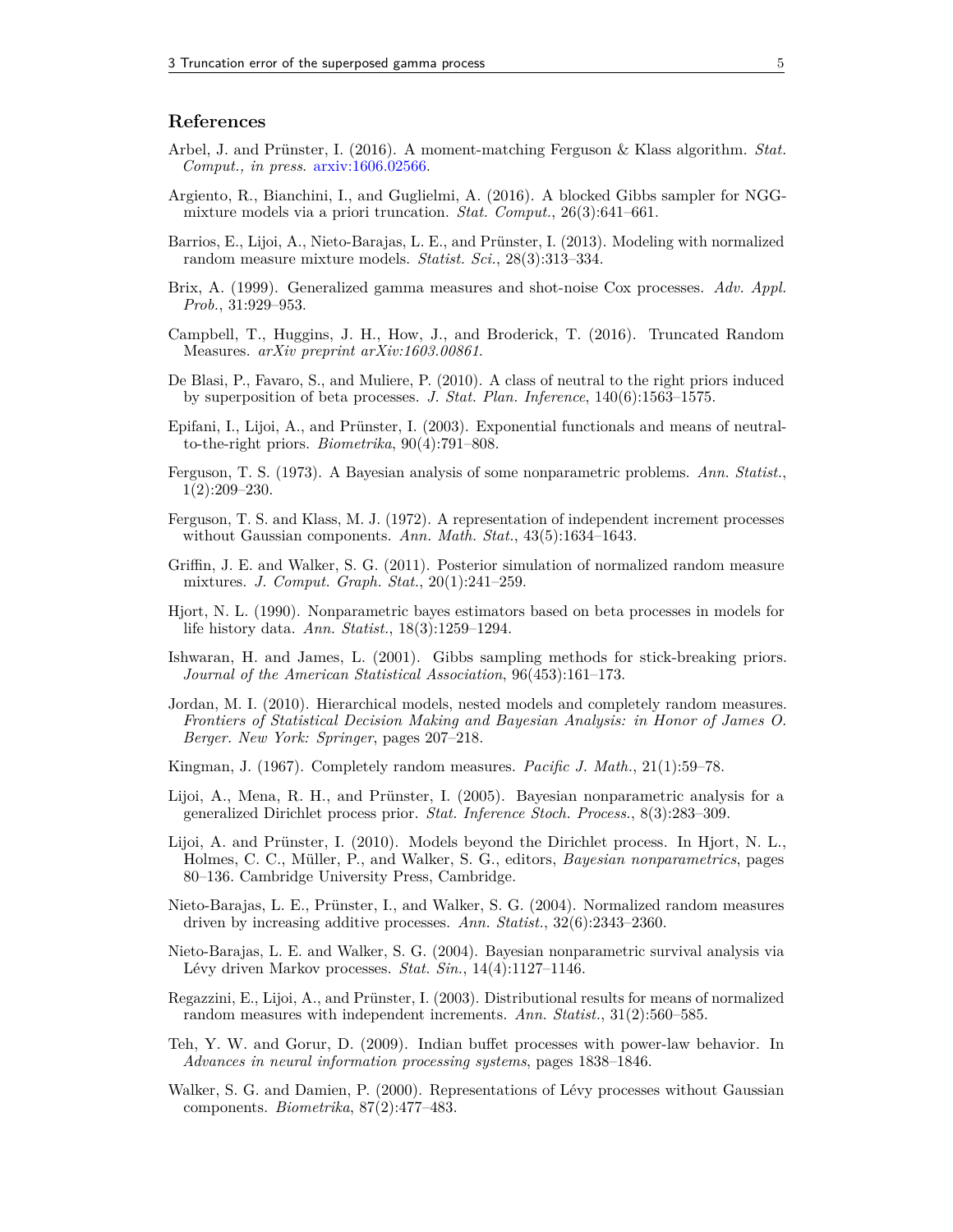## References

Arbel, J. and Prünster, I. (2016). A moment-matching Ferguson & Klass algorithm. *Stat. Comput., in press*. arxiv:1606.02566.

Argiento, R., Bianchini, I., and Guglielmi, A. (2016). A blocked Gibbs sampler for NGG-mixture models via a priori truncation. *Stat. Comput.*, 26(3):641–661.

Barrios, E., Lijoi, A., Nieto-Barajas, L. E., and Prünster, I. (2013). Modeling with normalized random measure mixture models. *Statist. Sci.*, 28(3):313–334.

Brix, A. (1999). Generalized gamma measures and shot-noise Cox processes. *Adv. Appl. Prob.*, 31:929–953.

Campbell, T., Huggins, J. H., How, J., and Broderick, T. (2016). Truncated Random Measures. *arXiv preprint arXiv:1603.00861*.

De Blasi, P., Favaro, S., and Muliere, P. (2010). A class of neutral to the right priors induced by superposition of beta processes. *J. Stat. Plan. Inference*, 140(6):1563–1575.

Epifani, I., Lijoi, A., and Prünster, I. (2003). Exponential functionals and means of neutral-to-the-right priors. *Biometrika*, 90(4):791–808.

Ferguson, T. S. (1973). A Bayesian analysis of some nonparametric problems. *Ann. Statist.*, 1(2):209–230.

Ferguson, T. S. and Klass, M. J. (1972). A representation of independent increment processes without Gaussian components. *Ann. Math. Stat.*, 43(5):1634–1643.

Griffin, J. E. and Walker, S. G. (2011). Posterior simulation of normalized random measure mixtures. *J. Comput. Graph. Stat.*, 20(1):241–259.

Hjort, N. L. (1990). Nonparametric bayes estimators based on beta processes in models for life history data. *Ann. Statist.*, 18(3):1259–1294.

Ishwaran, H. and James, L. (2001). Gibbs sampling methods for stick-breaking priors. *Journal of the American Statistical Association*, 96(453):161–173.

Jordan, M. I. (2010). Hierarchical models, nested models and completely random measures. *Frontiers of Statistical Decision Making and Bayesian Analysis: in Honor of James O. Berger. New York: Springer*, pages 207–218.

Kingman, J. (1967). Completely random measures. *Pacific J. Math.*, 21(1):59–78.

Lijoi, A., Mena, R. H., and Prünster, I. (2005). Bayesian nonparametric analysis for a generalized Dirichlet process prior. *Stat. Inference Stoch. Process.*, 8(3):283–309.

Lijoi, A. and Prünster, I. (2010). Models beyond the Dirichlet process. In Hjort, N. L., Holmes, C. C., Müller, P., and Walker, S. G., editors, *Bayesian nonparametrics*, pages 80–136. Cambridge University Press, Cambridge.

Nieto-Barajas, L. E., Prünster, I., and Walker, S. G. (2004). Normalized random measures driven by increasing additive processes. *Ann. Statist.*, 32(6):2343–2360.

Nieto-Barajas, L. E. and Walker, S. G. (2004). Bayesian nonparametric survival analysis via Lévy driven Markov processes. *Stat. Sin.*, 14(4):1127–1146.

Regazzini, E., Lijoi, A., and Prünster, I. (2003). Distributional results for means of normalized random measures with independent increments. *Ann. Statist.*, 31(2):560–585.

Teh, Y. W. and Gorur, D. (2009). Indian buffet processes with power-law behavior. In *Advances in neural information processing systems*, pages 1838–1846.

Walker, S. G. and Damien, P. (2000). Representations of Lévy processes without Gaussian components. *Biometrika*, 87(2):477–483.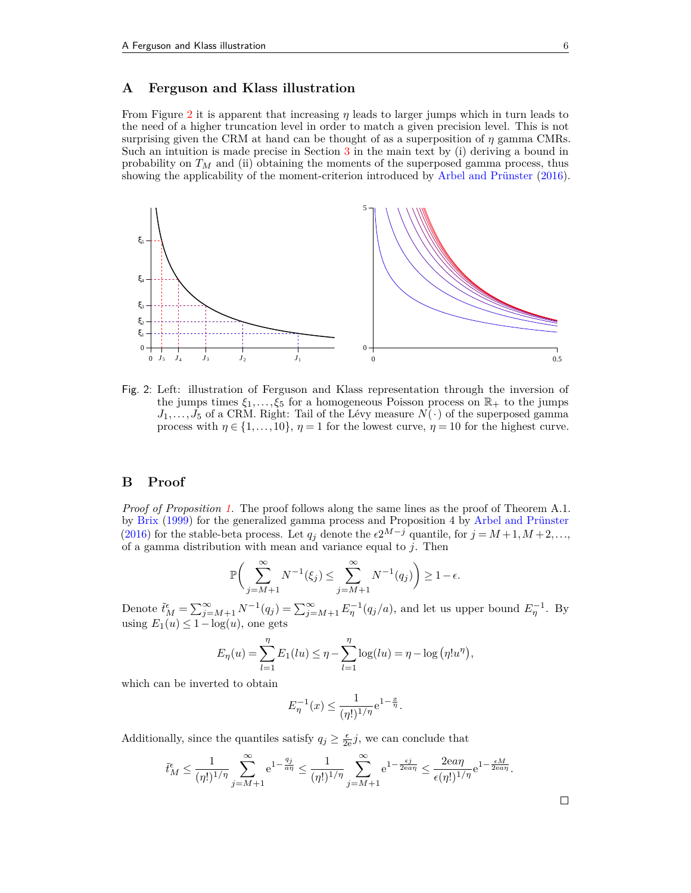# A Ferguson and Klass illustration

From Figure 2 it is apparent that increasing $\eta$ leads to larger jumps which in turn leads to the need of a higher truncation level in order to match a given precision level. This is not surprising given the CRM at hand can be thought of as a superposition of $\eta$ gamma CMRs. Such an intuition is made precise in Section 3 in the main text by (i) deriving a bound in probability on $T_M$ and (ii) obtaining the moments of the superposed gamma process, thus showing the applicability of the moment-criterion introduced by Arbel and Prünster (2016).

ξ5
ξ4
ξ3
ξ2
ξ1
0
0 J5 J4 J3 J2 J1

5
0
0 0.5

Fig. 2: Left: illustration of Ferguson and Klass representation through the inversion of the jumps times $\xi_1, \ldots, \xi_5$ for a homogeneous Poisson process on $\mathbb{R}_+$ to the jumps $J_1, \ldots, J_5$ of a CRM. Right: Tail of the Lévy measure $N(\cdot)$ of the superposed gamma process with $\eta \in \{1, \ldots, 10\}$, $\eta = 1$ for the lowest curve, $\eta = 10$ for the highest curve.

# B Proof

*Proof of Proposition 1.* The proof follows along the same lines as the proof of Theorem A.1. by Brix (1999) for the generalized gamma process and Proposition 4 by Arbel and Prünster (2016) for the stable-beta process. Let $q_j$ denote the $\epsilon 2^{M-j}$ quantile, for $j = M+1, M+2, \ldots$, of a gamma distribution with mean and variance equal to $j$. Then

$$\mathbb{P}\bigg( \sum_{j=M+1}^{\infty} N^{-1}(\xi_j) \leq \sum_{j=M+1}^{\infty} N^{-1}(q_j) \bigg) \geq 1 - \epsilon.$$

Denote $\tilde{t}_M^{\epsilon} = \sum_{j=M+1}^{\infty} N^{-1}(q_j) = \sum_{j=M+1}^{\infty} E_\eta^{-1}(q_j/a)$, and let us upper bound $E_\eta^{-1}$. By using $E_1(u) \leq 1 - \log(u)$, one gets

$$E_\eta(u) = \sum_{l=1}^{\eta} E_1(lu) \leq \eta - \sum_{l=1}^{\eta} \log(lu) = \eta - \log\left(\eta! u^\eta\right),$$

which can be inverted to obtain

$$E_\eta^{-1}(x) \leq \frac{1}{(\eta!)^{1/\eta}} \mathrm{e}^{1 - \frac{x}{\eta}}.$$

Additionally, since the quantiles satisfy $q_j \geq \frac{\epsilon}{2\mathrm{e}} j$, we can conclude that

$$\tilde{t}_M^{\epsilon} \leq \frac{1}{(\eta!)^{1/\eta}} \sum_{j=M+1}^{\infty} \mathrm{e}^{1 - \frac{q_j}{a\eta}} \leq \frac{1}{(\eta!)^{1/\eta}} \sum_{j=M+1}^{\infty} \mathrm{e}^{1 - \frac{\epsilon j}{2\mathrm{e} a \eta}} \leq \frac{2\mathrm{e} a \eta}{\epsilon (\eta!)^{1/\eta}} \mathrm{e}^{1 - \frac{\epsilon M}{2\mathrm{e} a \eta}}.$$

□